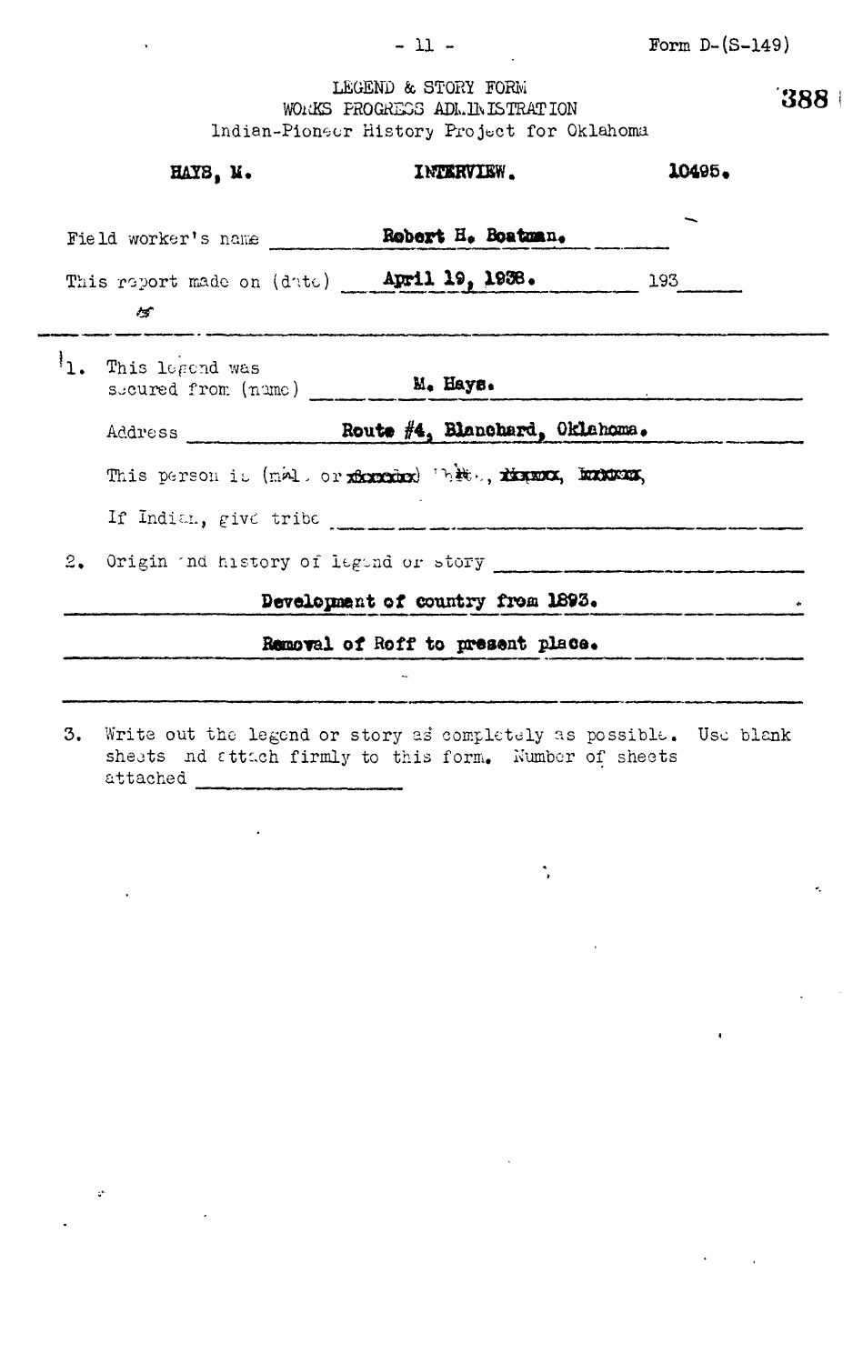Form D-(S-149)

LEGEND & STORY FORM
WORKS PROGRESS ADMINISTRATION
Indian-Pioneer History Project for Oklahoma

388

HAYS, M. INTERVIEW. 10495.

Field worker's name **Robert H. Boatman.**

This report made on (date) **April 19, 1938.** 193

1. This legend was secured from (name) **M. Hays.**

   Address **Route #4, Blanchard, Oklahoma.**

   This person is (male or ~~female~~) White, ~~Negro~~, ~~Indian~~,

   If Indian, give tribe

2. Origin and history of legend or story

   **Development of country from 1893.**

   **Removal of Roff to present place.**

3. Write out the legend or story as completely as possible. Use blank sheets and attach firmly to this form. Number of sheets attached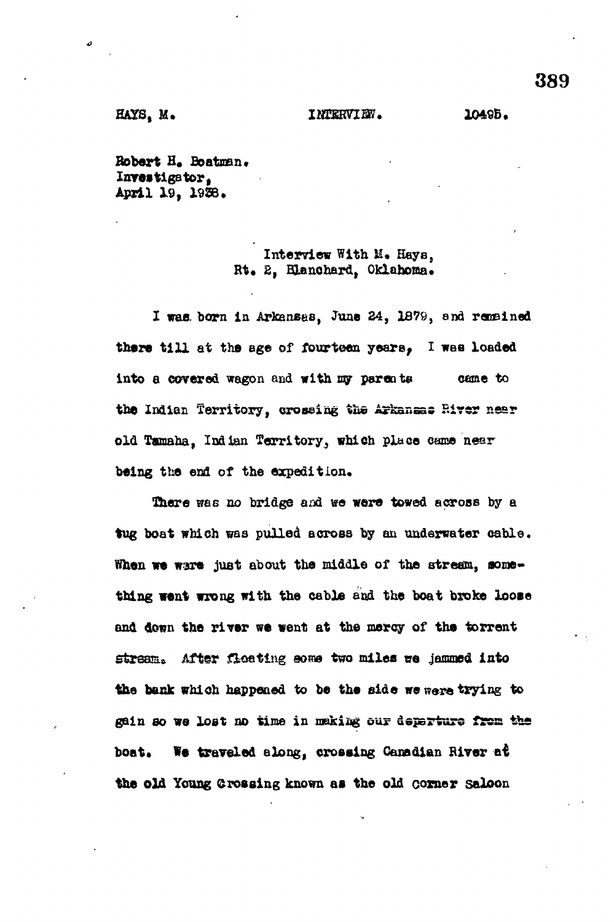HAYS, M. INTERVIEW. 10495.

Robert H. Boatman,
Investigator,
April 19, 1938.

Interview With M. Hays,
Rt. 2, Blanchard, Oklahoma.

I was born in Arkansas, June 24, 1879, and remained there till at the age of fourteen years, I was loaded into a covered wagon and with my parents came to the Indian Territory, crossing the Arkansas River near old Tamaha, Indian Territory, which place came near being the end of the expedition.

There was no bridge and we were towed across by a tug boat which was pulled across by an underwater cable. When we were just about the middle of the stream, something went wrong with the cable and the boat broke loose and down the river we went at the mercy of the torrent stream. After floating some two miles we jammed into the bank which happened to be the side we were trying to gain so we lost no time in making our departure from the boat. We traveled along, crossing Canadian River at the old Young Crossing known as the old Corner Saloon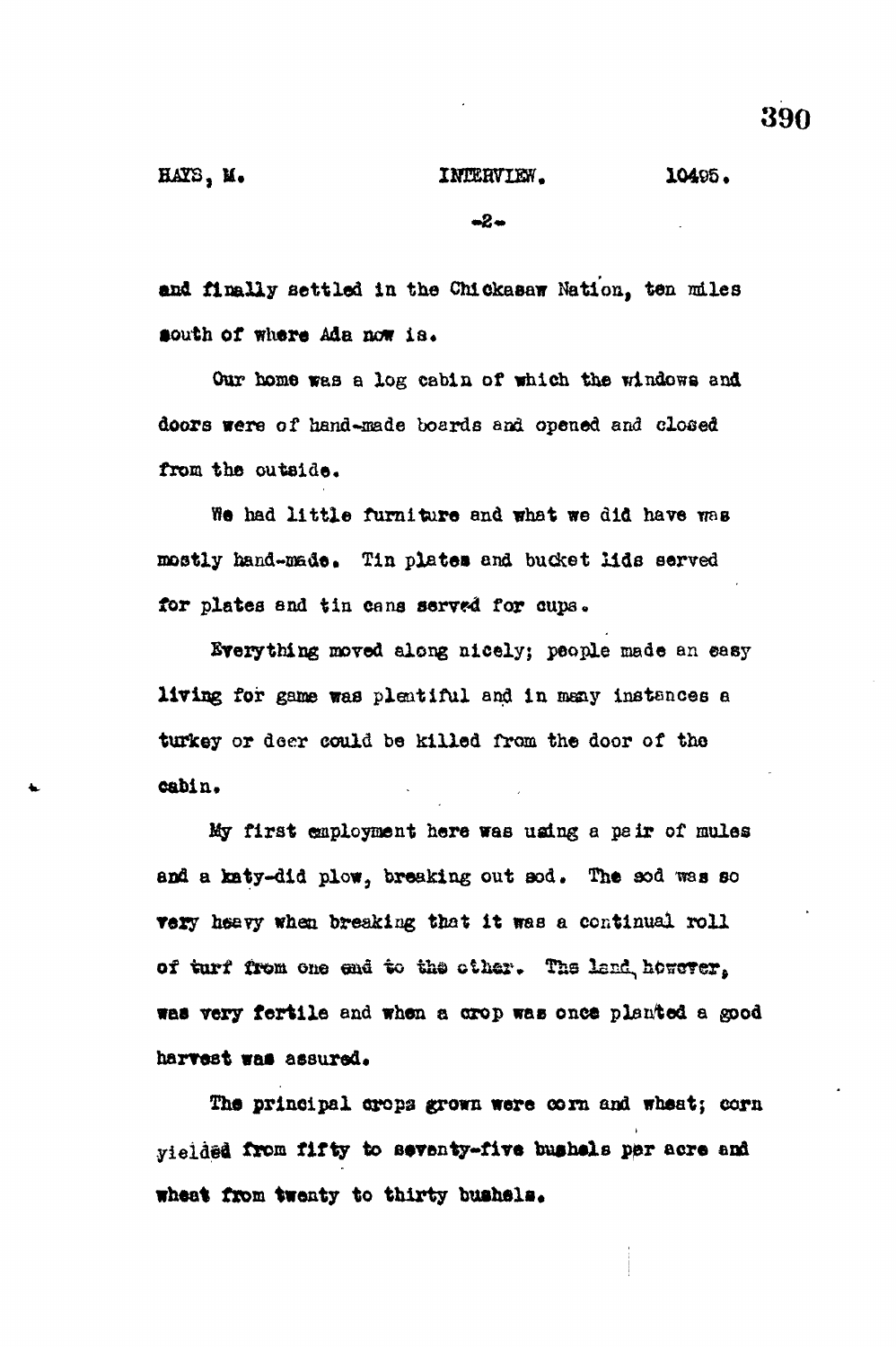and finally settled in the Chickasaw Nation, ten miles south of where Ada now is.

Our home was a log cabin of which the windows and doors were of hand-made boards and opened and closed from the outside.

We had little furniture and what we did have was mostly hand-made. Tin plates and bucket lids served for plates and tin cans served for cups.

Everything moved along nicely; people made an easy living for game was plentiful and in many instances a turkey or deer could be killed from the door of the cabin.

My first employment here was using a pair of mules and a katy-did plow, breaking out sod. The sod was so very heavy when breaking that it was a continual roll of turf from one end to the other. The land, however, was very fertile and when a crop was once planted a good harvest was assured.

The principal crops grown were corn and wheat; corn yielded from fifty to seventy-five bushels per acre and wheat from twenty to thirty bushels.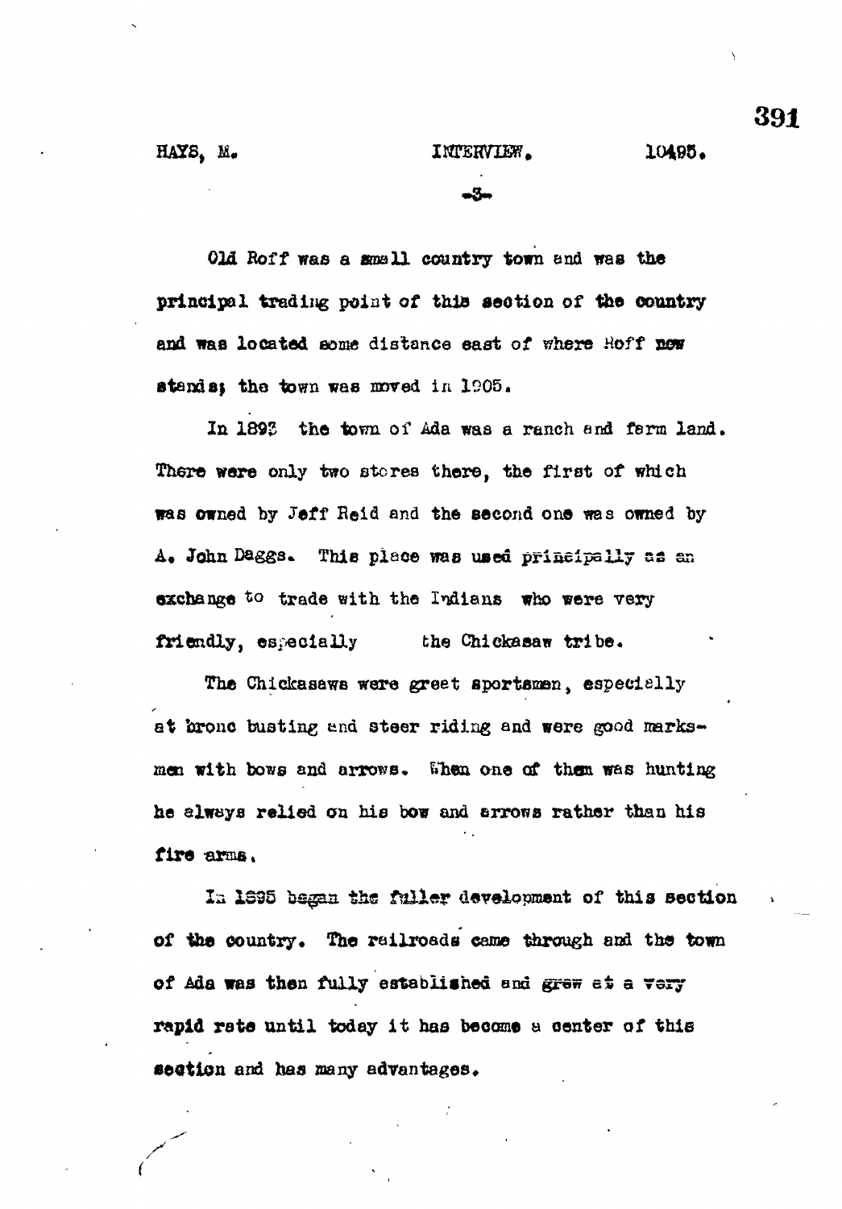Old Roff was a small country town and was the principal trading point of this section of the country and was located some distance east of where Roff now stands; the town was moved in 1905.

In 1893 the town of Ada was a ranch and farm land. There were only two stores there, the first of which was owned by Jeff Reid and the second one was owned by A. John Daggs. This place was used principally as an exchange to trade with the Indians who were very friendly, especially the Chickasaw tribe.

The Chickasaws were great sportsmen, especially at bronc busting and steer riding and were good marksmen with bows and arrows. When one of them was hunting he always relied on his bow and arrows rather than his fire arms.

In 1895 began the fuller development of this section of the country. The railroads came through and the town of Ada was then fully established and grew at a very rapid rate until today it has become a center of this section and has many advantages.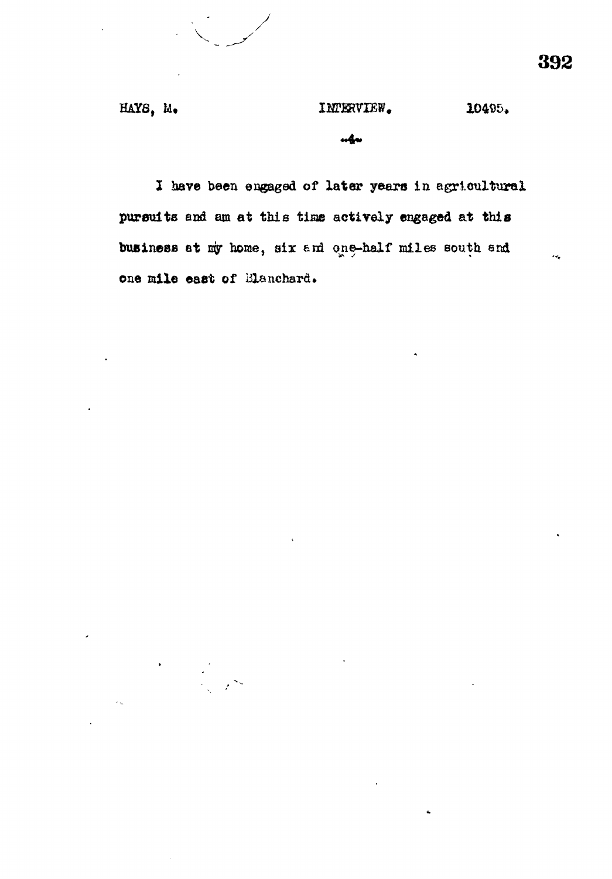I have been engaged of later years in agricultural pursuits and am at this time actively engaged at this business at my home, six and one-half miles south and one mile east of Blanchard.